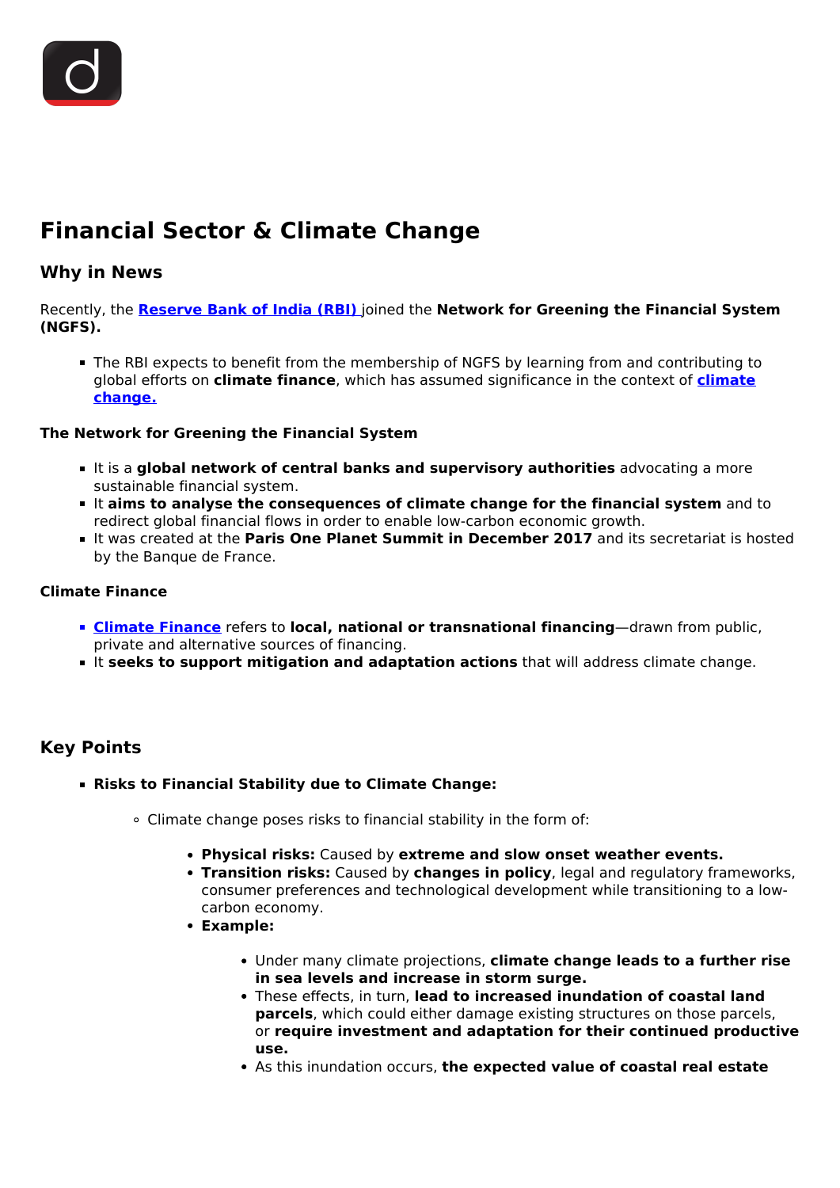# Financial Sector & Climate Change

## Why in News

Recently, the **Reserve Bank of India (RBI)** joined the **Network for Greening the Financial System (NGFS).**

- The RBI expects to benefit from the membership of NGFS by learning from and contributing to global efforts on **climate finance**, which has assumed significance in the context of **climate change.**

**The Network for Greening the Financial System**

- It is a **global network of central banks and supervisory authorities** advocating a more sustainable financial system.
- It **aims to analyse the consequences of climate change for the financial system** and to redirect global financial flows in order to enable low-carbon economic growth.
- It was created at the **Paris One Planet Summit in December 2017** and its secretariat is hosted by the Banque de France.

**Climate Finance**

- **Climate Finance** refers to **local, national or transnational financing**—drawn from public, private and alternative sources of financing.
- It **seeks to support mitigation and adaptation actions** that will address climate change.

## Key Points

- **Risks to Financial Stability due to Climate Change:**
    - Climate change poses risks to financial stability in the form of:
        - **Physical risks:** Caused by **extreme and slow onset weather events.**
        - **Transition risks:** Caused by **changes in policy**, legal and regulatory frameworks, consumer preferences and technological development while transitioning to a low-carbon economy.
        - **Example:**
            - Under many climate projections, **climate change leads to a further rise in sea levels and increase in storm surge.**
            - These effects, in turn, **lead to increased inundation of coastal land parcels**, which could either damage existing structures on those parcels, or **require investment and adaptation for their continued productive use.**
            - As this inundation occurs, **the expected value of coastal real estate**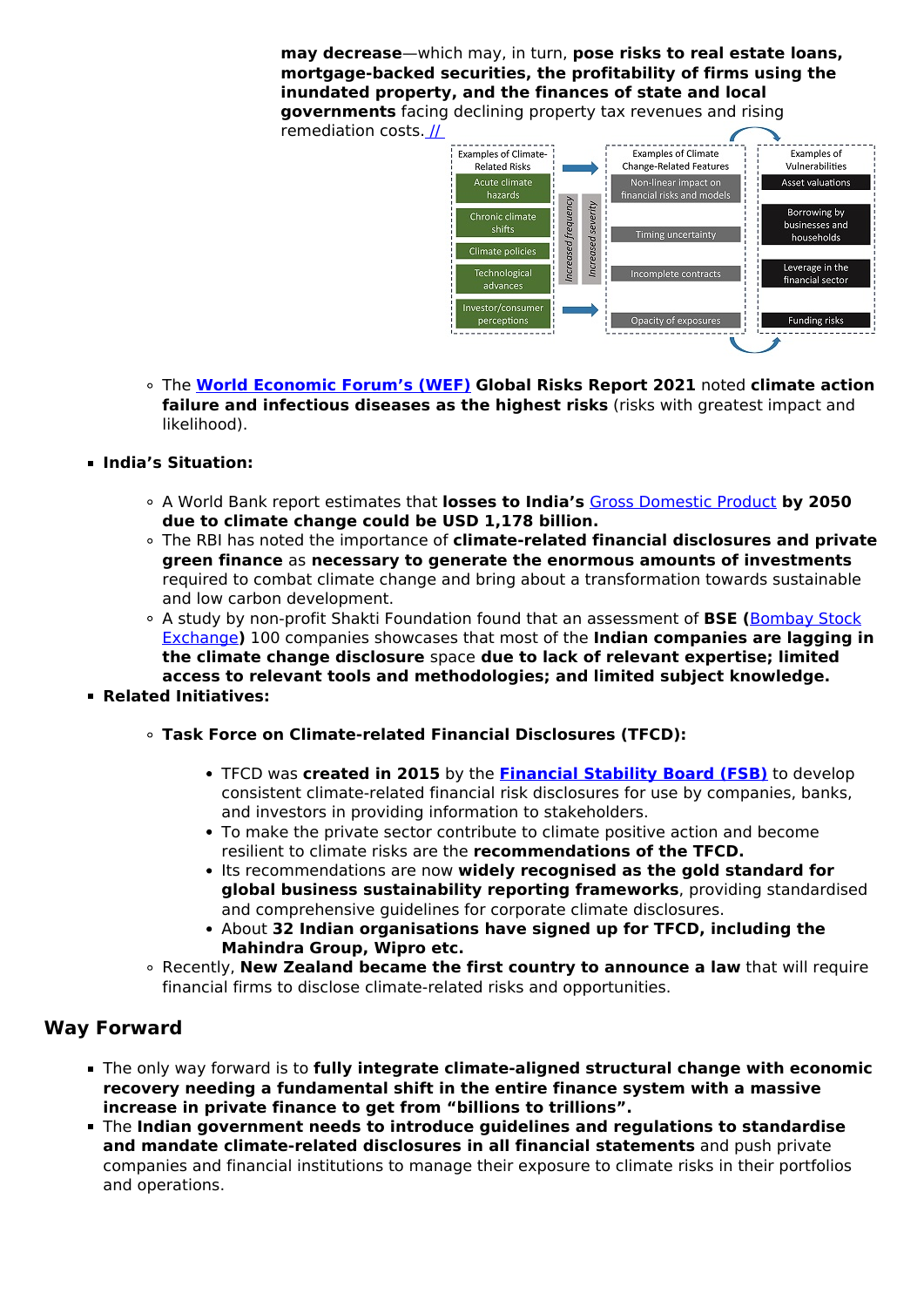**may decrease**—which may, in turn, **pose risks to real estate loans, mortgage-backed securities, the profitability of firms using the inundated property, and the finances of state and local governments** facing declining property tax revenues and rising remediation costs. [//]

| Examples of Climate-Related Risks | Examples of Climate Change-Related Features | Examples of Vulnerabilities |
|---|---|---|
| Acute climate hazards | Non-linear impact on financial risks and models | Asset valuations |
| Chronic climate shifts | Timing uncertainty | Borrowing by businesses and households |
| Climate policies | Incomplete contracts | Leverage in the financial sector |
| Technological advances | Opacity of exposures | Funding risks |
| Investor/consumer perceptions | | |

*Increased frequency* / *Increased severity*

- The **World Economic Forum's (WEF)** **Global Risks Report 2021** noted **climate action failure and infectious diseases as the highest risks** (risks with greatest impact and likelihood).

- **India's Situation:**
  - A World Bank report estimates that **losses to India's** Gross Domestic Product **by 2050 due to climate change could be USD 1,178 billion.**
  - The RBI has noted the importance of **climate-related financial disclosures and private green finance** as **necessary to generate the enormous amounts of investments** required to combat climate change and bring about a transformation towards sustainable and low carbon development.
  - A study by non-profit Shakti Foundation found that an assessment of **BSE (**Bombay Stock Exchange**)** 100 companies showcases that most of the **Indian companies are lagging in the climate change disclosure** space **due to lack of relevant expertise; limited access to relevant tools and methodologies; and limited subject knowledge.**
- **Related Initiatives:**
  - **Task Force on Climate-related Financial Disclosures (TFCD):**
    - TFCD was **created in 2015** by the **Financial Stability Board (FSB)** to develop consistent climate-related financial risk disclosures for use by companies, banks, and investors in providing information to stakeholders.
    - To make the private sector contribute to climate positive action and become resilient to climate risks are the **recommendations of the TFCD.**
    - Its recommendations are now **widely recognised as the gold standard for global business sustainability reporting frameworks**, providing standardised and comprehensive guidelines for corporate climate disclosures.
    - About **32 Indian organisations have signed up for TFCD, including the Mahindra Group, Wipro etc.**
  - Recently, **New Zealand became the first country to announce a law** that will require financial firms to disclose climate-related risks and opportunities.

## Way Forward

- The only way forward is to **fully integrate climate-aligned structural change with economic recovery needing a fundamental shift in the entire finance system with a massive increase in private finance to get from "billions to trillions".**
- The **Indian government needs to introduce guidelines and regulations to standardise and mandate climate-related disclosures in all financial statements** and push private companies and financial institutions to manage their exposure to climate risks in their portfolios and operations.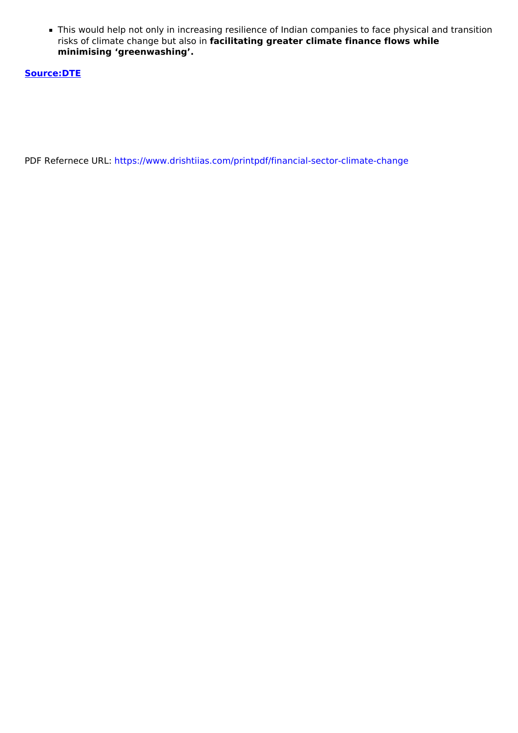- This would help not only in increasing resilience of Indian companies to face physical and transition risks of climate change but also in **facilitating greater climate finance flows while minimising 'greenwashing'.**

**Source:DTE**

PDF Refernece URL: https://www.drishtiias.com/printpdf/financial-sector-climate-change